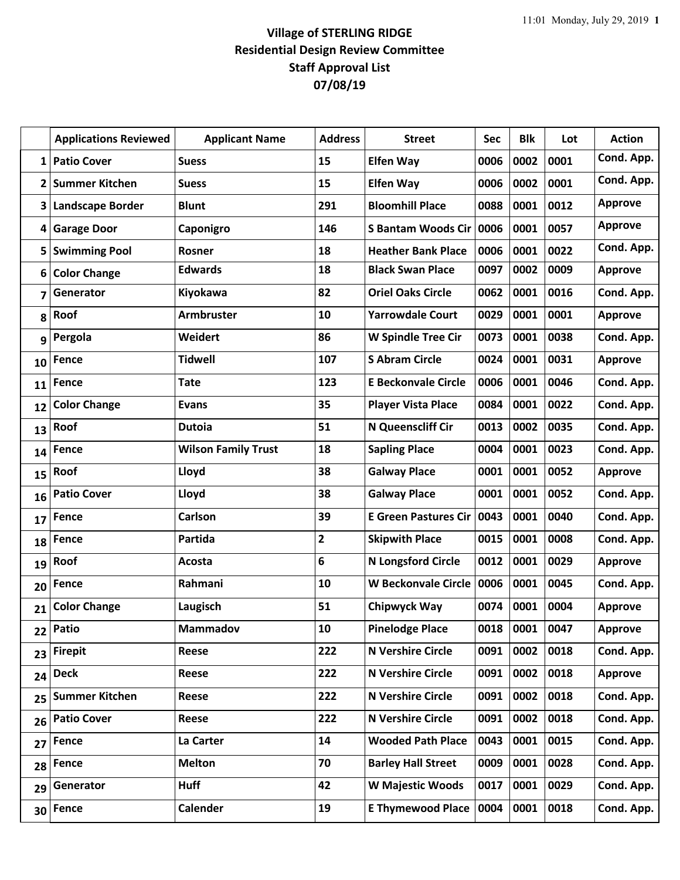**Village of STERLING RIDGE**
**Residential Design Review Committee**
**Staff Approval List**
**07/08/19**

| | Applications Reviewed | Applicant Name | Address | Street | Sec | Blk | Lot | Action |
|---|---|---|---|---|---|---|---|---|
| 1 | Patio Cover | Suess | 15 | Elfen Way | 0006 | 0002 | 0001 | Cond. App. |
| 2 | Summer Kitchen | Suess | 15 | Elfen Way | 0006 | 0002 | 0001 | Cond. App. |
| 3 | Landscape Border | Blunt | 291 | Bloomhill Place | 0088 | 0001 | 0012 | Approve |
| 4 | Garage Door | Caponigro | 146 | S Bantam Woods Cir | 0006 | 0001 | 0057 | Approve |
| 5 | Swimming Pool | Rosner | 18 | Heather Bank Place | 0006 | 0001 | 0022 | Cond. App. |
| 6 | Color Change | Edwards | 18 | Black Swan Place | 0097 | 0002 | 0009 | Approve |
| 7 | Generator | Kiyokawa | 82 | Oriel Oaks Circle | 0062 | 0001 | 0016 | Cond. App. |
| 8 | Roof | Armbruster | 10 | Yarrowdale Court | 0029 | 0001 | 0001 | Approve |
| 9 | Pergola | Weidert | 86 | W Spindle Tree Cir | 0073 | 0001 | 0038 | Cond. App. |
| 10 | Fence | Tidwell | 107 | S Abram Circle | 0024 | 0001 | 0031 | Approve |
| 11 | Fence | Tate | 123 | E Beckonvale Circle | 0006 | 0001 | 0046 | Cond. App. |
| 12 | Color Change | Evans | 35 | Player Vista Place | 0084 | 0001 | 0022 | Cond. App. |
| 13 | Roof | Dutoia | 51 | N Queenscliff Cir | 0013 | 0002 | 0035 | Cond. App. |
| 14 | Fence | Wilson Family Trust | 18 | Sapling Place | 0004 | 0001 | 0023 | Cond. App. |
| 15 | Roof | Lloyd | 38 | Galway Place | 0001 | 0001 | 0052 | Approve |
| 16 | Patio Cover | Lloyd | 38 | Galway Place | 0001 | 0001 | 0052 | Cond. App. |
| 17 | Fence | Carlson | 39 | E Green Pastures Cir | 0043 | 0001 | 0040 | Cond. App. |
| 18 | Fence | Partida | 2 | Skipwith Place | 0015 | 0001 | 0008 | Cond. App. |
| 19 | Roof | Acosta | 6 | N Longsford Circle | 0012 | 0001 | 0029 | Approve |
| 20 | Fence | Rahmani | 10 | W Beckonvale Circle | 0006 | 0001 | 0045 | Cond. App. |
| 21 | Color Change | Laugisch | 51 | Chipwyck Way | 0074 | 0001 | 0004 | Approve |
| 22 | Patio | Mammadov | 10 | Pinelodge Place | 0018 | 0001 | 0047 | Approve |
| 23 | Firepit | Reese | 222 | N Vershire Circle | 0091 | 0002 | 0018 | Cond. App. |
| 24 | Deck | Reese | 222 | N Vershire Circle | 0091 | 0002 | 0018 | Approve |
| 25 | Summer Kitchen | Reese | 222 | N Vershire Circle | 0091 | 0002 | 0018 | Cond. App. |
| 26 | Patio Cover | Reese | 222 | N Vershire Circle | 0091 | 0002 | 0018 | Cond. App. |
| 27 | Fence | La Carter | 14 | Wooded Path Place | 0043 | 0001 | 0015 | Cond. App. |
| 28 | Fence | Melton | 70 | Barley Hall Street | 0009 | 0001 | 0028 | Cond. App. |
| 29 | Generator | Huff | 42 | W Majestic Woods | 0017 | 0001 | 0029 | Cond. App. |
| 30 | Fence | Calender | 19 | E Thymewood Place | 0004 | 0001 | 0018 | Cond. App. |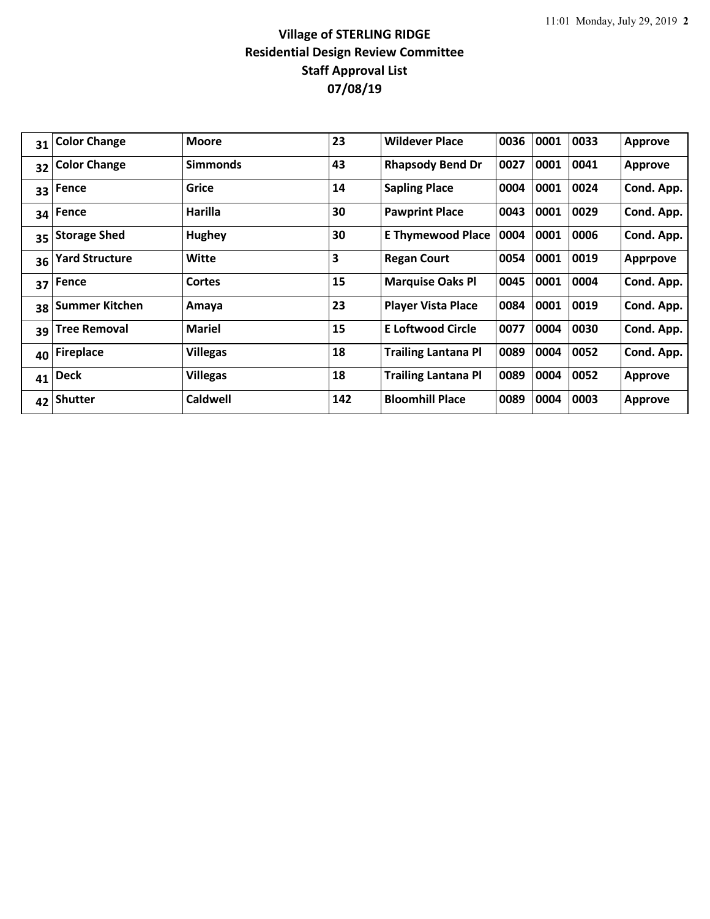## Village of STERLING RIDGE
## Residential Design Review Committee
## Staff Approval List
## 07/08/19

| | | | | | | | | |
|---|---|---|---|---|---|---|---|---|
| 31 | Color Change | Moore | 23 | Wildever Place | 0036 | 0001 | 0033 | Approve |
| 32 | Color Change | Simmonds | 43 | Rhapsody Bend Dr | 0027 | 0001 | 0041 | Approve |
| 33 | Fence | Grice | 14 | Sapling Place | 0004 | 0001 | 0024 | Cond. App. |
| 34 | Fence | Harilla | 30 | Pawprint Place | 0043 | 0001 | 0029 | Cond. App. |
| 35 | Storage Shed | Hughey | 30 | E Thymewood Place | 0004 | 0001 | 0006 | Cond. App. |
| 36 | Yard Structure | Witte | 3 | Regan Court | 0054 | 0001 | 0019 | Apprpove |
| 37 | Fence | Cortes | 15 | Marquise Oaks Pl | 0045 | 0001 | 0004 | Cond. App. |
| 38 | Summer Kitchen | Amaya | 23 | Player Vista Place | 0084 | 0001 | 0019 | Cond. App. |
| 39 | Tree Removal | Mariel | 15 | E Loftwood Circle | 0077 | 0004 | 0030 | Cond. App. |
| 40 | Fireplace | Villegas | 18 | Trailing Lantana Pl | 0089 | 0004 | 0052 | Cond. App. |
| 41 | Deck | Villegas | 18 | Trailing Lantana Pl | 0089 | 0004 | 0052 | Approve |
| 42 | Shutter | Caldwell | 142 | Bloomhill Place | 0089 | 0004 | 0003 | Approve |